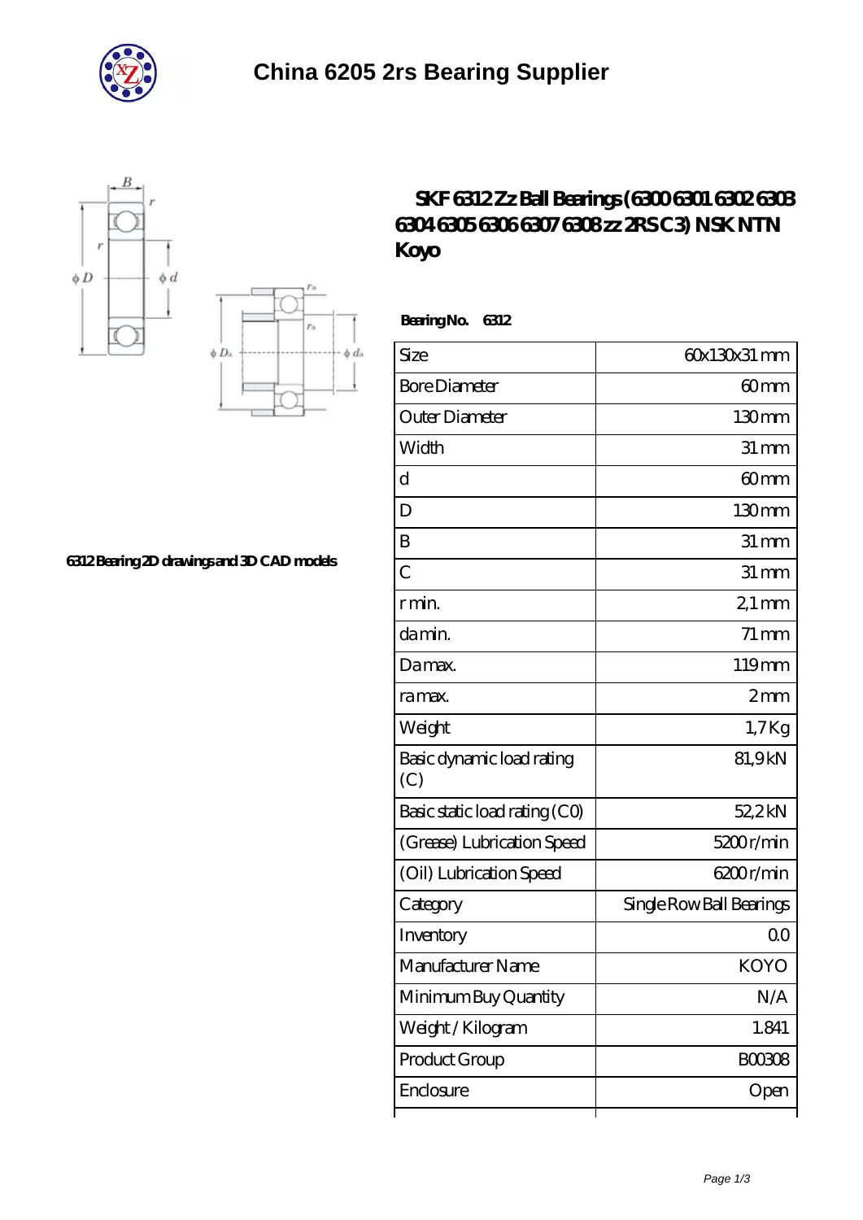# China 6205 2rs Bearing Supplier

6312 Bearing 2D drawings and 3D CAD models

## SKF 6312 Zz Ball Bearings (6300 6301 6302 6303 6304 6305 6306 6307 6308 zz 2RS C3) NSK NTN Koyo

**Bearing No. 6312**

| Size | 60x130x31 mm |
|---|---|
| Bore Diameter | 60 mm |
| Outer Diameter | 130 mm |
| Width | 31 mm |
| d | 60 mm |
| D | 130 mm |
| B | 31 mm |
| C | 31 mm |
| r min. | 2,1 mm |
| da min. | 71 mm |
| Da max. | 119 mm |
| ra max. | 2 mm |
| Weight | 1,7 Kg |
| Basic dynamic load rating (C) | 81,9 kN |
| Basic static load rating (C0) | 52,2 kN |
| (Grease) Lubrication Speed | 5200 r/min |
| (Oil) Lubrication Speed | 6200 r/min |
| Category | Single Row Ball Bearings |
| Inventory | 0.0 |
| Manufacturer Name | KOYO |
| Minimum Buy Quantity | N/A |
| Weight / Kilogram | 1.841 |
| Product Group | B00308 |
| Enclosure | Open |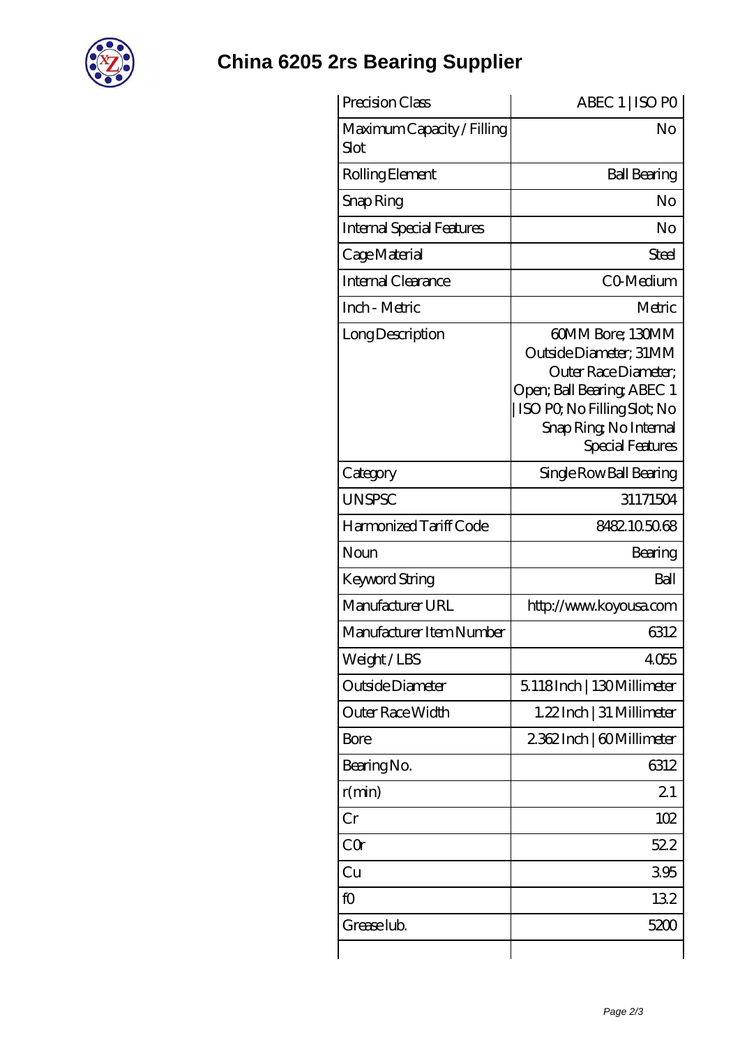# China 6205 2rs Bearing Supplier

| Precision Class | ABEC 1 \| ISO P0 |
|---|---|
| Maximum Capacity / Filling Slot | No |
| Rolling Element | Ball Bearing |
| Snap Ring | No |
| Internal Special Features | No |
| Cage Material | Steel |
| Internal Clearance | C0-Medium |
| Inch - Metric | Metric |
| Long Description | 60MM Bore; 130MM Outside Diameter; 31MM Outer Race Diameter; Open; Ball Bearing; ABEC 1 \| ISO P0; No Filling Slot; No Snap Ring; No Internal Special Features |
| Category | Single Row Ball Bearing |
| UNSPSC | 31171504 |
| Harmonized Tariff Code | 8482.10.50.68 |
| Noun | Bearing |
| Keyword String | Ball |
| Manufacturer URL | http://www.koyousa.com |
| Manufacturer Item Number | 6312 |
| Weight / LBS | 4.055 |
| Outside Diameter | 5.118 Inch \| 130 Millimeter |
| Outer Race Width | 1.22 Inch \| 31 Millimeter |
| Bore | 2.362 Inch \| 60 Millimeter |
| Bearing No. | 6312 |
| r(min) | 2.1 |
| Cr | 102 |
| C0r | 52.2 |
| Cu | 3.95 |
| f0 | 13.2 |
| Grease lub. | 5200 |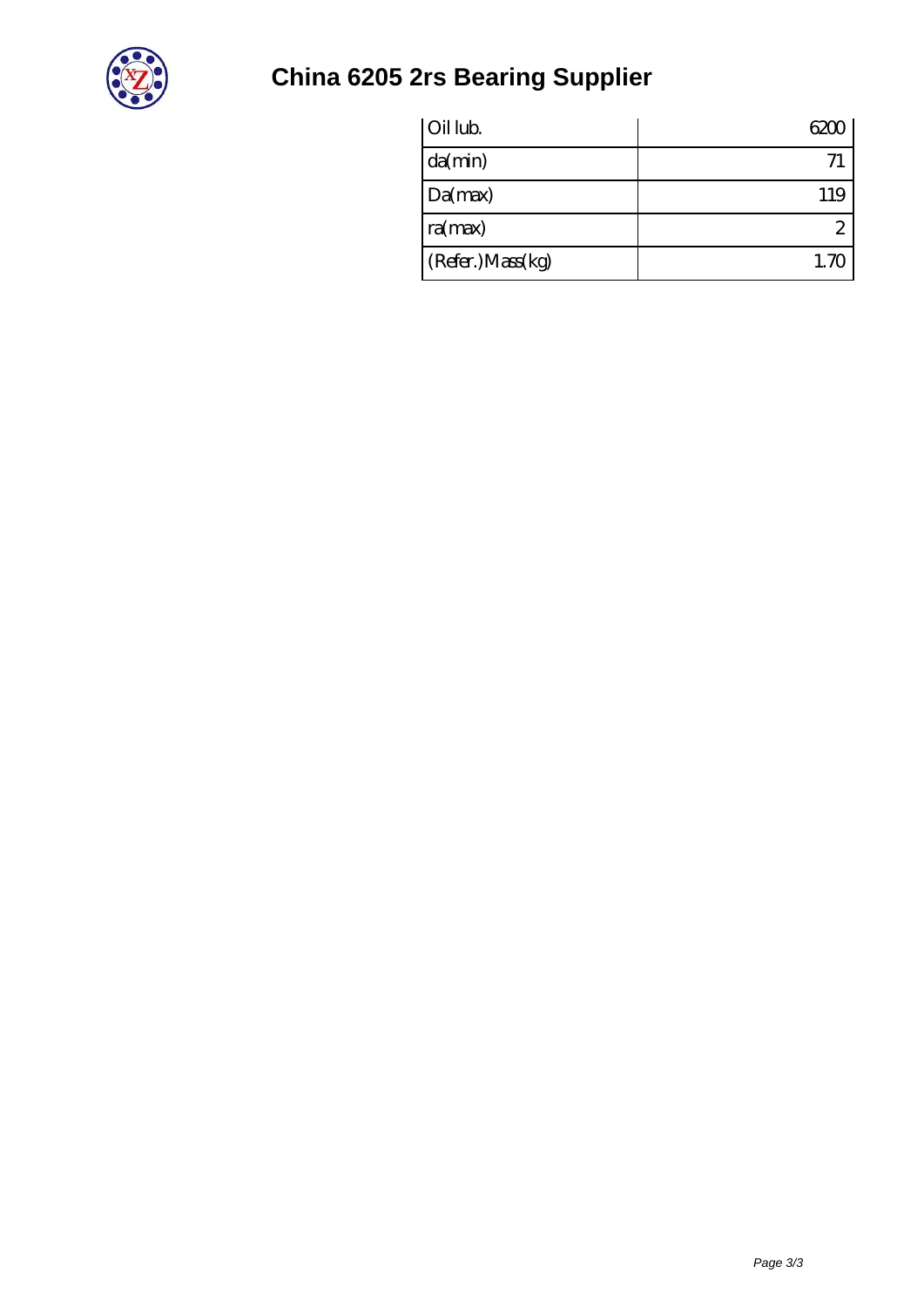# China 6205 2rs Bearing Supplier

| | |
|---|---|
| Oil lub. | 6200 |
| da(min) | 71 |
| Da(max) | 119 |
| ra(max) | 2 |
| (Refer.)Mass(kg) | 1.70 |